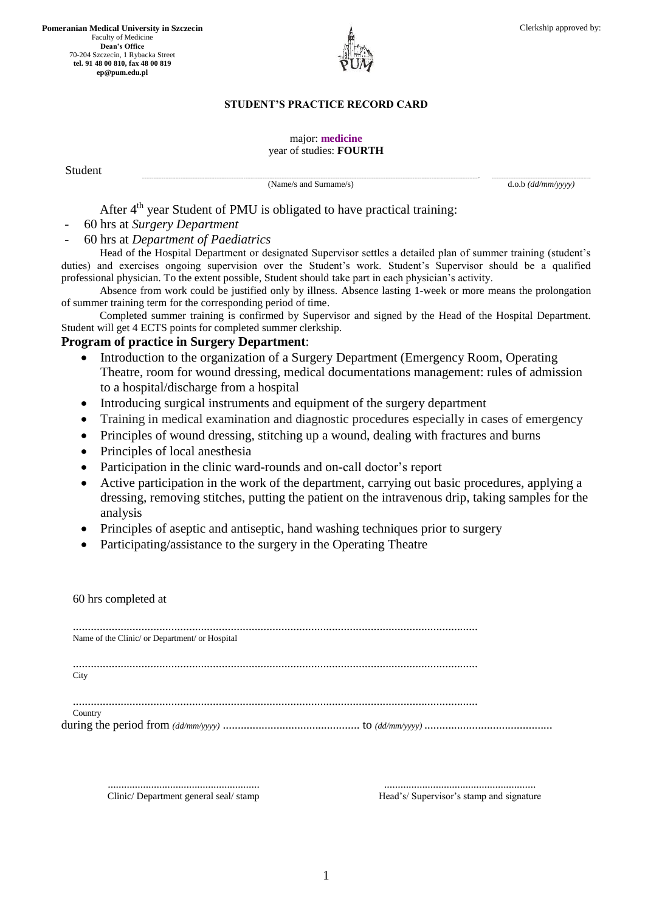**Pomeranian Medical University in Szczecin**
Faculty of Medicine
**Dean's Office**
70-204 Szczecin, 1 Rybacka Street
**tel. 91 48 00 810, fax 48 00 819**
**ep@pum.edu.pl**

Clerkship approved by:

## STUDENT'S PRACTICE RECORD CARD

major: **medicine**
year of studies: **FOURTH**

Student ........................................................................................................ ..............................
(Name/s and Surname/s) d.o.b *(dd/mm/yyyy)*

After 4th year Student of PMU is obligated to have practical training:

- 60 hrs at *Surgery Department*
- 60 hrs at *Department of Paediatrics*

Head of the Hospital Department or designated Supervisor settles a detailed plan of summer training (student's duties) and exercises ongoing supervision over the Student's work. Student's Supervisor should be a qualified professional physician. To the extent possible, Student should take part in each physician's activity.

Absence from work could be justified only by illness. Absence lasting 1-week or more means the prolongation of summer training term for the corresponding period of time.

Completed summer training is confirmed by Supervisor and signed by the Head of the Hospital Department. Student will get 4 ECTS points for completed summer clerkship.

### Program of practice in Surgery Department:

- Introduction to the organization of a Surgery Department (Emergency Room, Operating Theatre, room for wound dressing, medical documentations management: rules of admission to a hospital/discharge from a hospital
- Introducing surgical instruments and equipment of the surgery department
- Training in medical examination and diagnostic procedures especially in cases of emergency
- Principles of wound dressing, stitching up a wound, dealing with fractures and burns
- Principles of local anesthesia
- Participation in the clinic ward-rounds and on-call doctor's report
- Active participation in the work of the department, carrying out basic procedures, applying a dressing, removing stitches, putting the patient on the intravenous drip, taking samples for the analysis
- Principles of aseptic and antiseptic, hand washing techniques prior to surgery
- Participating/assistance to the surgery in the Operating Theatre

60 hrs completed at

......................................................................................................................................
Name of the Clinic/ or Department/ or Hospital

......................................................................................................................................
City

......................................................................................................................................
Country

during the period from *(dd/mm/yyyy)* .............................................. to *(dd/mm/yyyy)* ...........................................

...................................................... ......................................................
Clinic/ Department general seal/ stamp Head's/ Supervisor's stamp and signature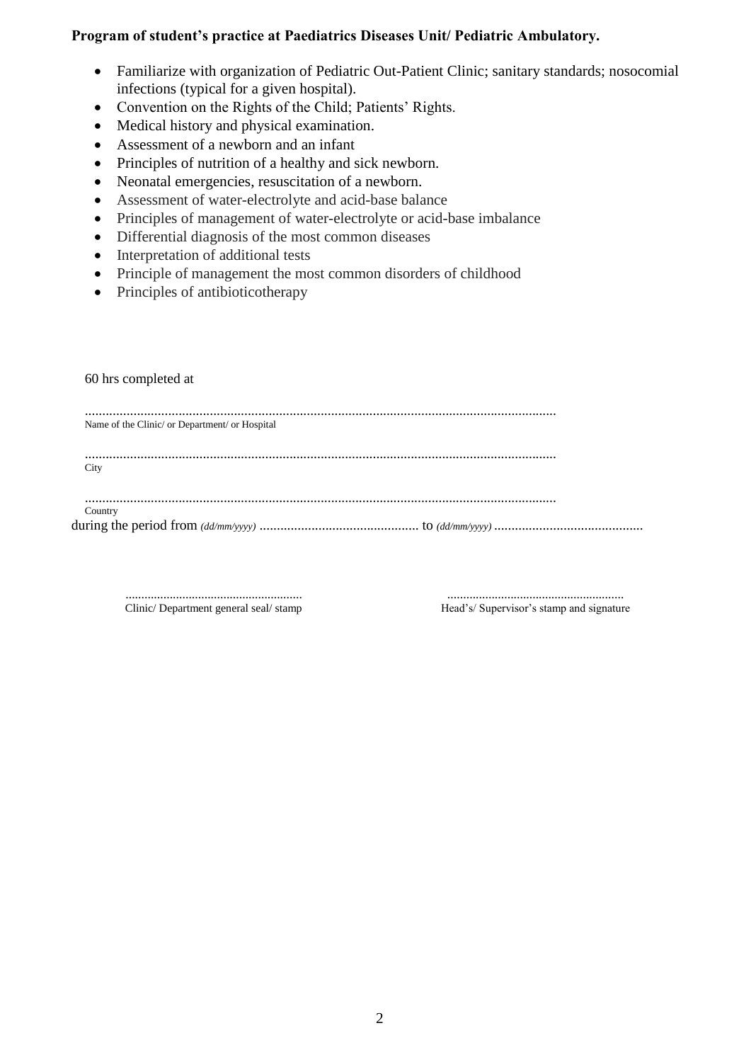**Program of student's practice at Paediatrics Diseases Unit/ Pediatric Ambulatory.**

- Familiarize with organization of Pediatric Out-Patient Clinic; sanitary standards; nosocomial infections (typical for a given hospital).
- Convention on the Rights of the Child; Patients' Rights.
- Medical history and physical examination.
- Assessment of a newborn and an infant
- Principles of nutrition of a healthy and sick newborn.
- Neonatal emergencies, resuscitation of a newborn.
- Assessment of water-electrolyte and acid-base balance
- Principles of management of water-electrolyte or acid-base imbalance
- Differential diagnosis of the most common diseases
- Interpretation of additional tests
- Principle of management the most common disorders of childhood
- Principles of antibioticotherapy

60 hrs completed at

.......................................................................................................................................
Name of the Clinic/ or Department/ or Hospital

.......................................................................................................................................
City

.......................................................................................................................................
Country

during the period from *(dd/mm/yyyy)* ............................................. to *(dd/mm/yyyy)* ...........................................

.......................................................
Clinic/ Department general seal/ stamp

.......................................................
Head's/ Supervisor's stamp and signature